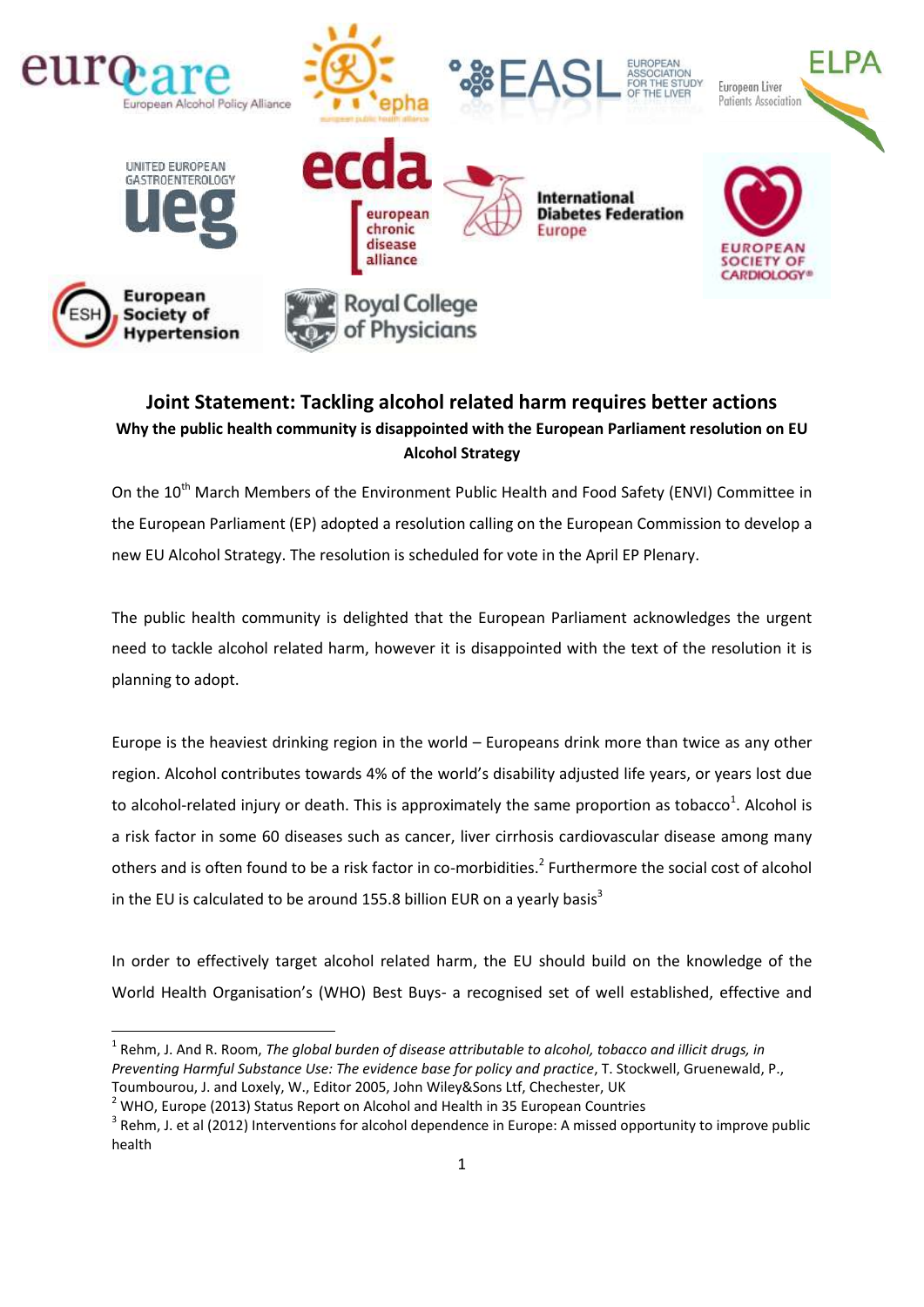# Joint Statement: Tackling alcohol related harm requires better actions

**Why the public health community is disappointed with the European Parliament resolution on EU Alcohol Strategy**

On the 10th March Members of the Environment Public Health and Food Safety (ENVI) Committee in the European Parliament (EP) adopted a resolution calling on the European Commission to develop a new EU Alcohol Strategy. The resolution is scheduled for vote in the April EP Plenary.

The public health community is delighted that the European Parliament acknowledges the urgent need to tackle alcohol related harm, however it is disappointed with the text of the resolution it is planning to adopt.

Europe is the heaviest drinking region in the world – Europeans drink more than twice as any other region. Alcohol contributes towards 4% of the world's disability adjusted life years, or years lost due to alcohol-related injury or death. This is approximately the same proportion as tobacco[1]. Alcohol is a risk factor in some 60 diseases such as cancer, liver cirrhosis cardiovascular disease among many others and is often found to be a risk factor in co-morbidities.[2] Furthermore the social cost of alcohol in the EU is calculated to be around 155.8 billion EUR on a yearly basis[3]

In order to effectively target alcohol related harm, the EU should build on the knowledge of the World Health Organisation's (WHO) Best Buys- a recognised set of well established, effective and

---

[1] Rehm, J. And R. Room, *The global burden of disease attributable to alcohol, tobacco and illicit drugs, in Preventing Harmful Substance Use: The evidence base for policy and practice*, T. Stockwell, Gruenewald, P., Toumbourou, J. and Loxely, W., Editor 2005, John Wiley&Sons Ltf, Chechester, UK

[2] WHO, Europe (2013) Status Report on Alcohol and Health in 35 European Countries

[3] Rehm, J. et al (2012) Interventions for alcohol dependence in Europe: A missed opportunity to improve public health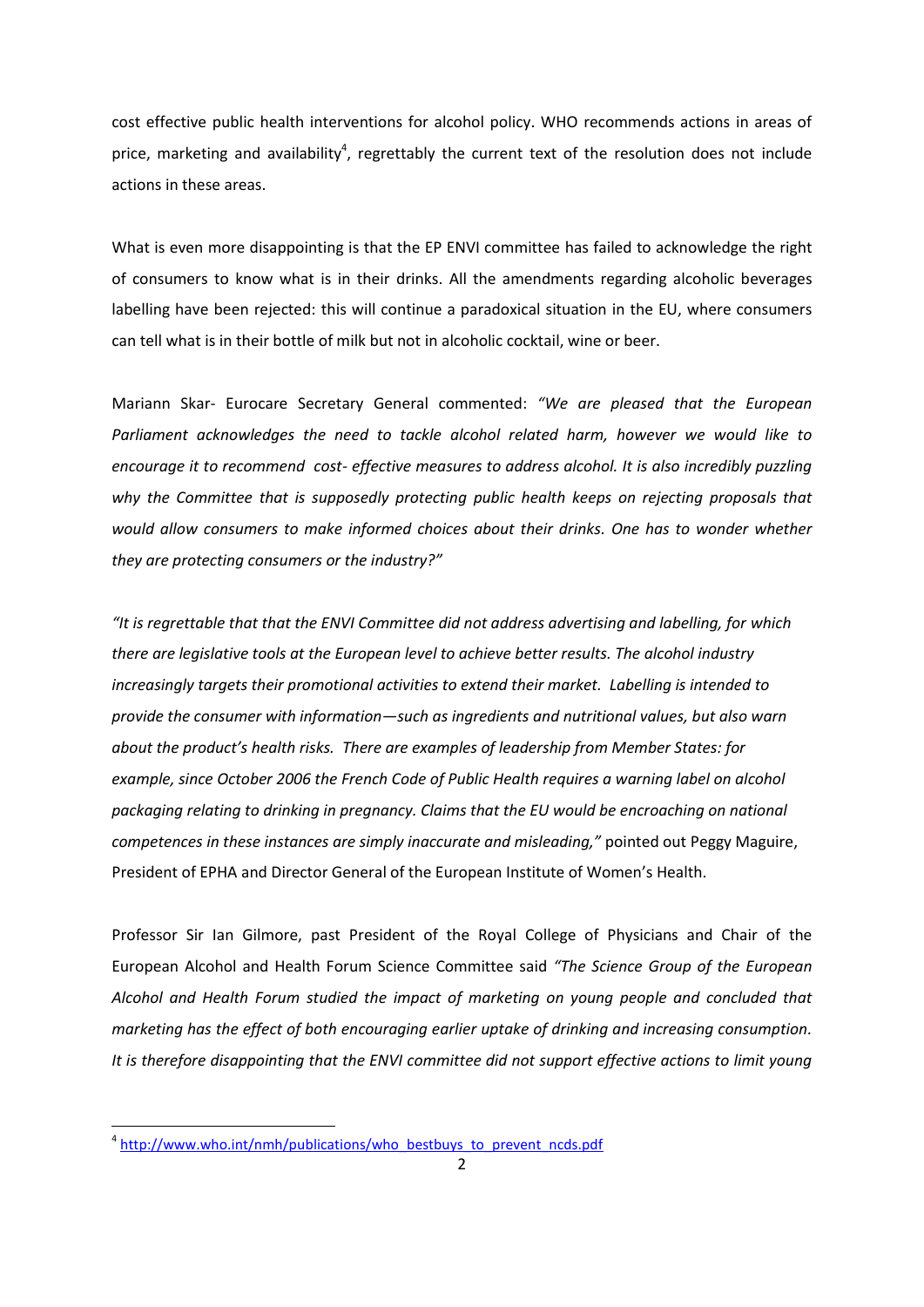cost effective public health interventions for alcohol policy. WHO recommends actions in areas of price, marketing and availability[4], regrettably the current text of the resolution does not include actions in these areas.

What is even more disappointing is that the EP ENVI committee has failed to acknowledge the right of consumers to know what is in their drinks. All the amendments regarding alcoholic beverages labelling have been rejected: this will continue a paradoxical situation in the EU, where consumers can tell what is in their bottle of milk but not in alcoholic cocktail, wine or beer.

Mariann Skar- Eurocare Secretary General commented: *"We are pleased that the European Parliament acknowledges the need to tackle alcohol related harm, however we would like to encourage it to recommend cost- effective measures to address alcohol. It is also incredibly puzzling why the Committee that is supposedly protecting public health keeps on rejecting proposals that would allow consumers to make informed choices about their drinks. One has to wonder whether they are protecting consumers or the industry?"*

*"It is regrettable that that the ENVI Committee did not address advertising and labelling, for which there are legislative tools at the European level to achieve better results. The alcohol industry increasingly targets their promotional activities to extend their market. Labelling is intended to provide the consumer with information—such as ingredients and nutritional values, but also warn about the product's health risks. There are examples of leadership from Member States: for example, since October 2006 the French Code of Public Health requires a warning label on alcohol packaging relating to drinking in pregnancy. Claims that the EU would be encroaching on national competences in these instances are simply inaccurate and misleading,"* pointed out Peggy Maguire, President of EPHA and Director General of the European Institute of Women's Health.

Professor Sir Ian Gilmore, past President of the Royal College of Physicians and Chair of the European Alcohol and Health Forum Science Committee said *"The Science Group of the European Alcohol and Health Forum studied the impact of marketing on young people and concluded that marketing has the effect of both encouraging earlier uptake of drinking and increasing consumption. It is therefore disappointing that the ENVI committee did not support effective actions to limit young*

[4] http://www.who.int/nmh/publications/who_bestbuys_to_prevent_ncds.pdf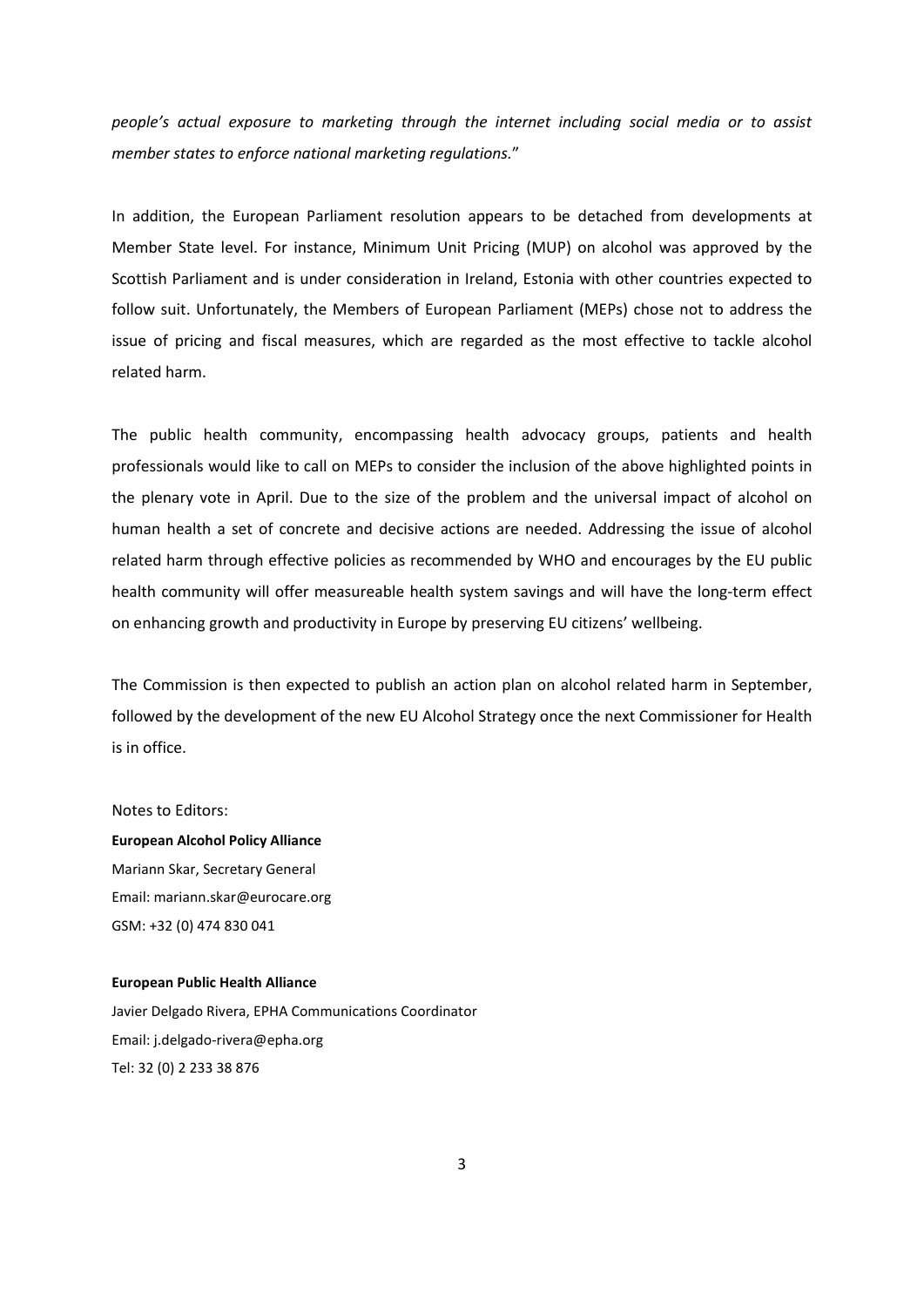*people's actual exposure to marketing through the internet including social media or to assist member states to enforce national marketing regulations.*"

In addition, the European Parliament resolution appears to be detached from developments at Member State level. For instance, Minimum Unit Pricing (MUP) on alcohol was approved by the Scottish Parliament and is under consideration in Ireland, Estonia with other countries expected to follow suit. Unfortunately, the Members of European Parliament (MEPs) chose not to address the issue of pricing and fiscal measures, which are regarded as the most effective to tackle alcohol related harm.

The public health community, encompassing health advocacy groups, patients and health professionals would like to call on MEPs to consider the inclusion of the above highlighted points in the plenary vote in April. Due to the size of the problem and the universal impact of alcohol on human health a set of concrete and decisive actions are needed. Addressing the issue of alcohol related harm through effective policies as recommended by WHO and encourages by the EU public health community will offer measureable health system savings and will have the long-term effect on enhancing growth and productivity in Europe by preserving EU citizens' wellbeing.

The Commission is then expected to publish an action plan on alcohol related harm in September, followed by the development of the new EU Alcohol Strategy once the next Commissioner for Health is in office.

Notes to Editors:

**European Alcohol Policy Alliance**
Mariann Skar, Secretary General
Email: mariann.skar@eurocare.org
GSM: +32 (0) 474 830 041

**European Public Health Alliance**
Javier Delgado Rivera, EPHA Communications Coordinator
Email: j.delgado-rivera@epha.org
Tel: 32 (0) 2 233 38 876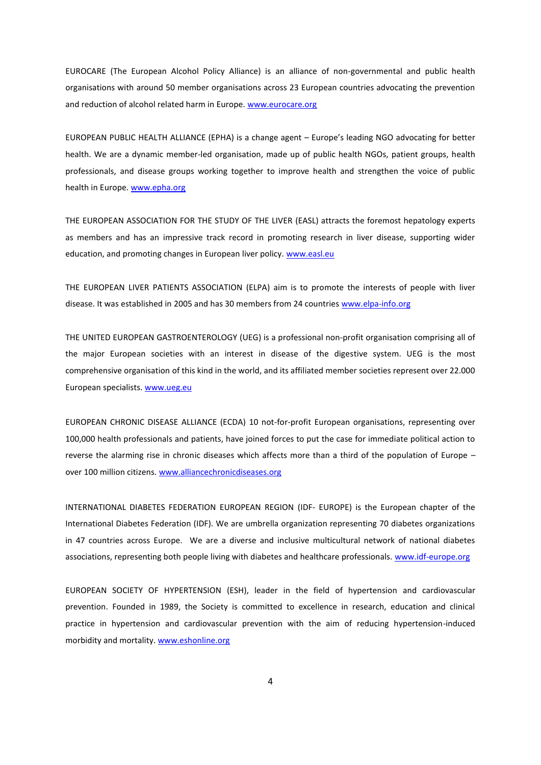EUROCARE (The European Alcohol Policy Alliance) is an alliance of non-governmental and public health organisations with around 50 member organisations across 23 European countries advocating the prevention and reduction of alcohol related harm in Europe. www.eurocare.org

EUROPEAN PUBLIC HEALTH ALLIANCE (EPHA) is a change agent – Europe's leading NGO advocating for better health. We are a dynamic member-led organisation, made up of public health NGOs, patient groups, health professionals, and disease groups working together to improve health and strengthen the voice of public health in Europe. www.epha.org

THE EUROPEAN ASSOCIATION FOR THE STUDY OF THE LIVER (EASL) attracts the foremost hepatology experts as members and has an impressive track record in promoting research in liver disease, supporting wider education, and promoting changes in European liver policy. www.easl.eu

THE EUROPEAN LIVER PATIENTS ASSOCIATION (ELPA) aim is to promote the interests of people with liver disease. It was established in 2005 and has 30 members from 24 countries www.elpa-info.org

THE UNITED EUROPEAN GASTROENTEROLOGY (UEG) is a professional non-profit organisation comprising all of the major European societies with an interest in disease of the digestive system. UEG is the most comprehensive organisation of this kind in the world, and its affiliated member societies represent over 22.000 European specialists. www.ueg.eu

EUROPEAN CHRONIC DISEASE ALLIANCE (ECDA) 10 not-for-profit European organisations, representing over 100,000 health professionals and patients, have joined forces to put the case for immediate political action to reverse the alarming rise in chronic diseases which affects more than a third of the population of Europe – over 100 million citizens. www.alliancechronicdiseases.org

INTERNATIONAL DIABETES FEDERATION EUROPEAN REGION (IDF- EUROPE) is the European chapter of the International Diabetes Federation (IDF). We are umbrella organization representing 70 diabetes organizations in 47 countries across Europe. We are a diverse and inclusive multicultural network of national diabetes associations, representing both people living with diabetes and healthcare professionals. www.idf-europe.org

EUROPEAN SOCIETY OF HYPERTENSION (ESH), leader in the field of hypertension and cardiovascular prevention. Founded in 1989, the Society is committed to excellence in research, education and clinical practice in hypertension and cardiovascular prevention with the aim of reducing hypertension-induced morbidity and mortality. www.eshonline.org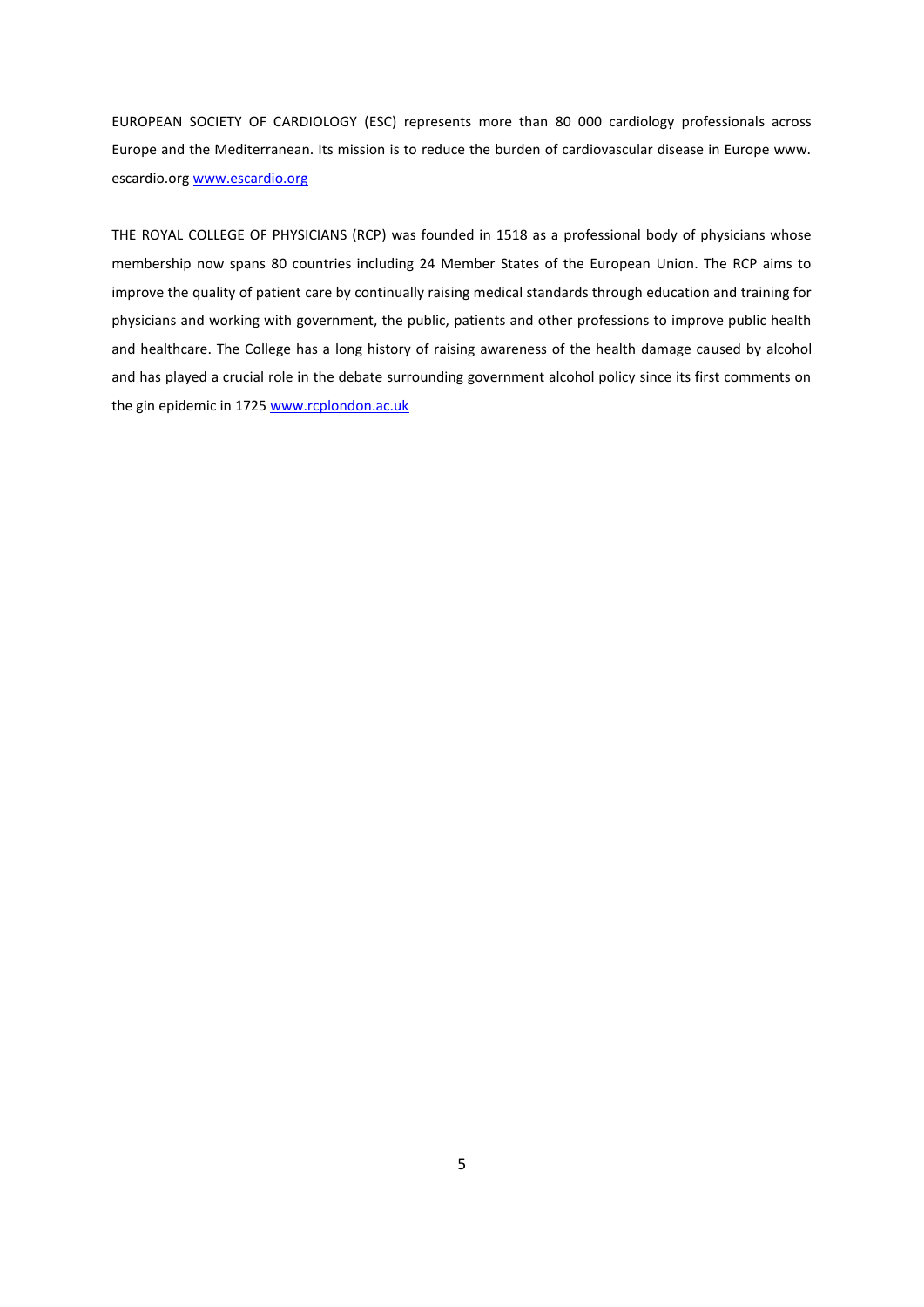EUROPEAN SOCIETY OF CARDIOLOGY (ESC) represents more than 80 000 cardiology professionals across Europe and the Mediterranean. Its mission is to reduce the burden of cardiovascular disease in Europe www. escardio.org [www.escardio.org](http://www.escardio.org)

THE ROYAL COLLEGE OF PHYSICIANS (RCP) was founded in 1518 as a professional body of physicians whose membership now spans 80 countries including 24 Member States of the European Union. The RCP aims to improve the quality of patient care by continually raising medical standards through education and training for physicians and working with government, the public, patients and other professions to improve public health and healthcare. The College has a long history of raising awareness of the health damage caused by alcohol and has played a crucial role in the debate surrounding government alcohol policy since its first comments on the gin epidemic in 1725 [www.rcplondon.ac.uk](http://www.rcplondon.ac.uk)